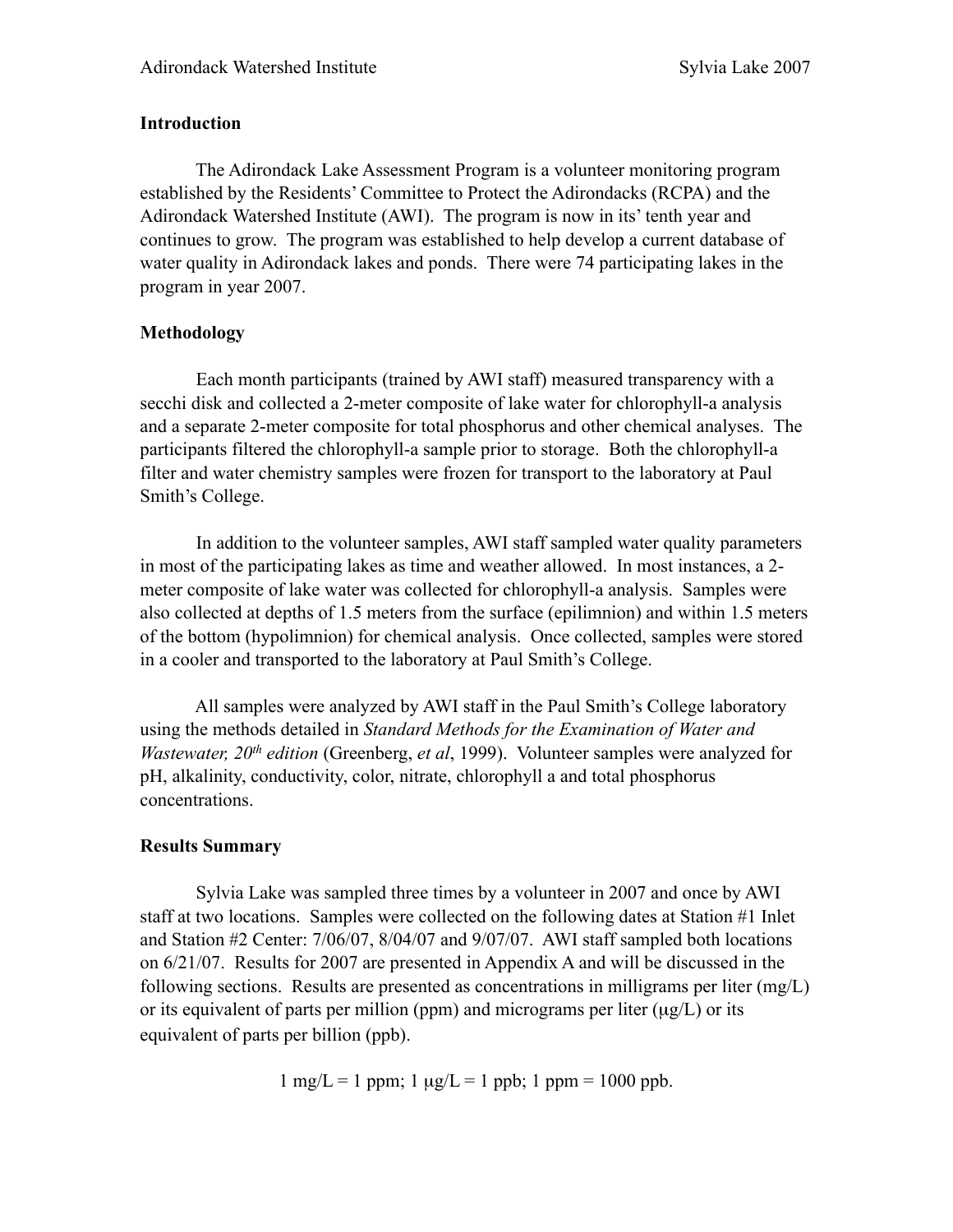## Introduction

The Adirondack Lake Assessment Program is a volunteer monitoring program established by the Residents' Committee to Protect the Adirondacks (RCPA) and the Adirondack Watershed Institute (AWI). The program is now in its' tenth year and continues to grow. The program was established to help develop a current database of water quality in Adirondack lakes and ponds. There were 74 participating lakes in the program in year 2007.

## Methodology

Each month participants (trained by AWI staff) measured transparency with a secchi disk and collected a 2-meter composite of lake water for chlorophyll-a analysis and a separate 2-meter composite for total phosphorus and other chemical analyses. The participants filtered the chlorophyll-a sample prior to storage. Both the chlorophyll-a filter and water chemistry samples were frozen for transport to the laboratory at Paul Smith's College.

In addition to the volunteer samples, AWI staff sampled water quality parameters in most of the participating lakes as time and weather allowed. In most instances, a 2-meter composite of lake water was collected for chlorophyll-a analysis. Samples were also collected at depths of 1.5 meters from the surface (epilimnion) and within 1.5 meters of the bottom (hypolimnion) for chemical analysis. Once collected, samples were stored in a cooler and transported to the laboratory at Paul Smith's College.

All samples were analyzed by AWI staff in the Paul Smith's College laboratory using the methods detailed in *Standard Methods for the Examination of Water and Wastewater, 20th edition* (Greenberg, *et al*, 1999). Volunteer samples were analyzed for pH, alkalinity, conductivity, color, nitrate, chlorophyll a and total phosphorus concentrations.

## Results Summary

Sylvia Lake was sampled three times by a volunteer in 2007 and once by AWI staff at two locations. Samples were collected on the following dates at Station #1 Inlet and Station #2 Center: 7/06/07, 8/04/07 and 9/07/07. AWI staff sampled both locations on 6/21/07. Results for 2007 are presented in Appendix A and will be discussed in the following sections. Results are presented as concentrations in milligrams per liter (mg/L) or its equivalent of parts per million (ppm) and micrograms per liter (μg/L) or its equivalent of parts per billion (ppb).

$$1 \text{ mg/L} = 1 \text{ ppm; } 1 \text{ μg/L} = 1 \text{ ppb; } 1 \text{ ppm} = 1000 \text{ ppb.}$$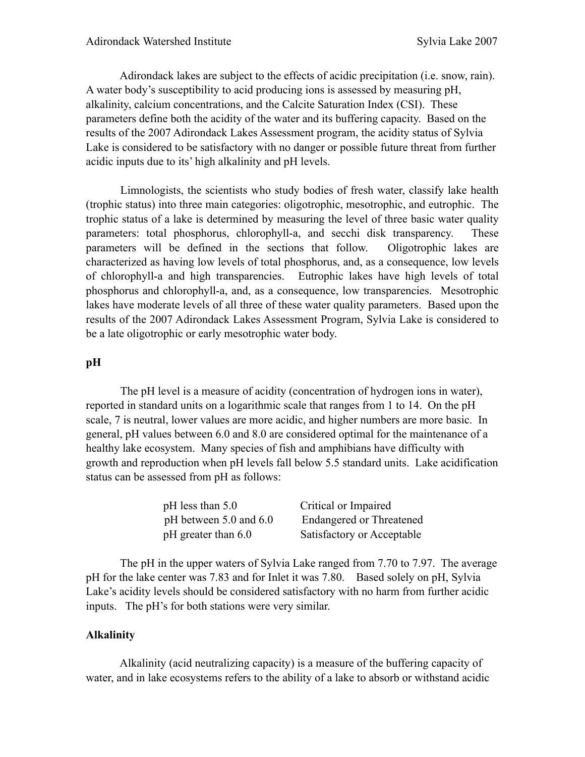Adirondack lakes are subject to the effects of acidic precipitation (i.e. snow, rain). A water body's susceptibility to acid producing ions is assessed by measuring pH, alkalinity, calcium concentrations, and the Calcite Saturation Index (CSI). These parameters define both the acidity of the water and its buffering capacity. Based on the results of the 2007 Adirondack Lakes Assessment program, the acidity status of Sylvia Lake is considered to be satisfactory with no danger or possible future threat from further acidic inputs due to its' high alkalinity and pH levels.

Limnologists, the scientists who study bodies of fresh water, classify lake health (trophic status) into three main categories: oligotrophic, mesotrophic, and eutrophic. The trophic status of a lake is determined by measuring the level of three basic water quality parameters: total phosphorus, chlorophyll-a, and secchi disk transparency. These parameters will be defined in the sections that follow. Oligotrophic lakes are characterized as having low levels of total phosphorus, and, as a consequence, low levels of chlorophyll-a and high transparencies. Eutrophic lakes have high levels of total phosphorus and chlorophyll-a, and, as a consequence, low transparencies. Mesotrophic lakes have moderate levels of all three of these water quality parameters. Based upon the results of the 2007 Adirondack Lakes Assessment Program, Sylvia Lake is considered to be a late oligotrophic or early mesotrophic water body.

## pH

The pH level is a measure of acidity (concentration of hydrogen ions in water), reported in standard units on a logarithmic scale that ranges from 1 to 14. On the pH scale, 7 is neutral, lower values are more acidic, and higher numbers are more basic. In general, pH values between 6.0 and 8.0 are considered optimal for the maintenance of a healthy lake ecosystem. Many species of fish and amphibians have difficulty with growth and reproduction when pH levels fall below 5.5 standard units. Lake acidification status can be assessed from pH as follows:

| | |
|---|---|
| pH less than 5.0 | Critical or Impaired |
| pH between 5.0 and 6.0 | Endangered or Threatened |
| pH greater than 6.0 | Satisfactory or Acceptable |

The pH in the upper waters of Sylvia Lake ranged from 7.70 to 7.97. The average pH for the lake center was 7.83 and for Inlet it was 7.80. Based solely on pH, Sylvia Lake's acidity levels should be considered satisfactory with no harm from further acidic inputs. The pH's for both stations were very similar.

## Alkalinity

Alkalinity (acid neutralizing capacity) is a measure of the buffering capacity of water, and in lake ecosystems refers to the ability of a lake to absorb or withstand acidic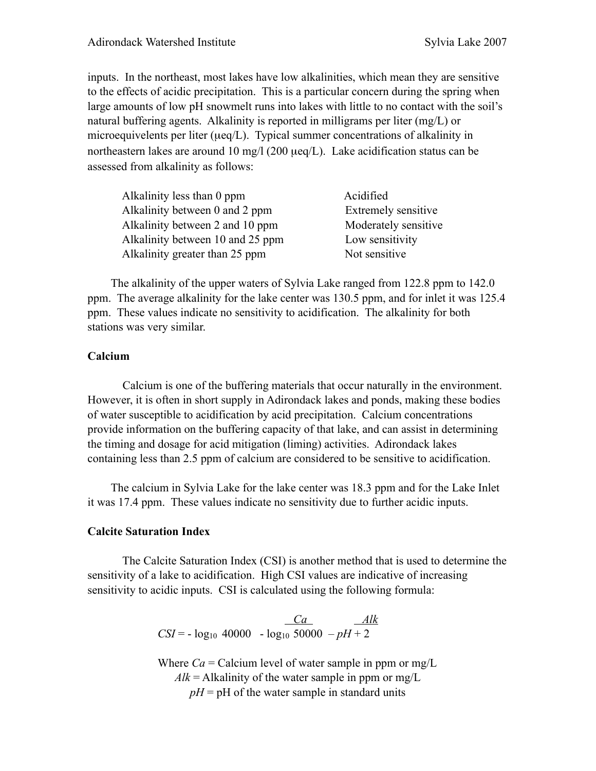inputs. In the northeast, most lakes have low alkalinities, which mean they are sensitive to the effects of acidic precipitation. This is a particular concern during the spring when large amounts of low pH snowmelt runs into lakes with little to no contact with the soil's natural buffering agents. Alkalinity is reported in milligrams per liter (mg/L) or microequivelents per liter (μeq/L). Typical summer concentrations of alkalinity in northeastern lakes are around 10 mg/l (200 μeq/L). Lake acidification status can be assessed from alkalinity as follows:

| | |
|---|---|
| Alkalinity less than 0 ppm | Acidified |
| Alkalinity between 0 and 2 ppm | Extremely sensitive |
| Alkalinity between 2 and 10 ppm | Moderately sensitive |
| Alkalinity between 10 and 25 ppm | Low sensitivity |
| Alkalinity greater than 25 ppm | Not sensitive |

The alkalinity of the upper waters of Sylvia Lake ranged from 122.8 ppm to 142.0 ppm. The average alkalinity for the lake center was 130.5 ppm, and for inlet it was 125.4 ppm. These values indicate no sensitivity to acidification. The alkalinity for both stations was very similar.

### Calcium

Calcium is one of the buffering materials that occur naturally in the environment. However, it is often in short supply in Adirondack lakes and ponds, making these bodies of water susceptible to acidification by acid precipitation. Calcium concentrations provide information on the buffering capacity of that lake, and can assist in determining the timing and dosage for acid mitigation (liming) activities. Adirondack lakes containing less than 2.5 ppm of calcium are considered to be sensitive to acidification.

The calcium in Sylvia Lake for the lake center was 18.3 ppm and for the Lake Inlet it was 17.4 ppm. These values indicate no sensitivity due to further acidic inputs.

### Calcite Saturation Index

The Calcite Saturation Index (CSI) is another method that is used to determine the sensitivity of a lake to acidification. High CSI values are indicative of increasing sensitivity to acidic inputs. CSI is calculated using the following formula:

$$CSI = -\log_{10}\frac{Ca}{40000} - \log_{10}\frac{Alk}{50000} - pH + 2$$

Where $Ca$ = Calcium level of water sample in ppm or mg/L
$Alk$ = Alkalinity of the water sample in ppm or mg/L
$pH$ = pH of the water sample in standard units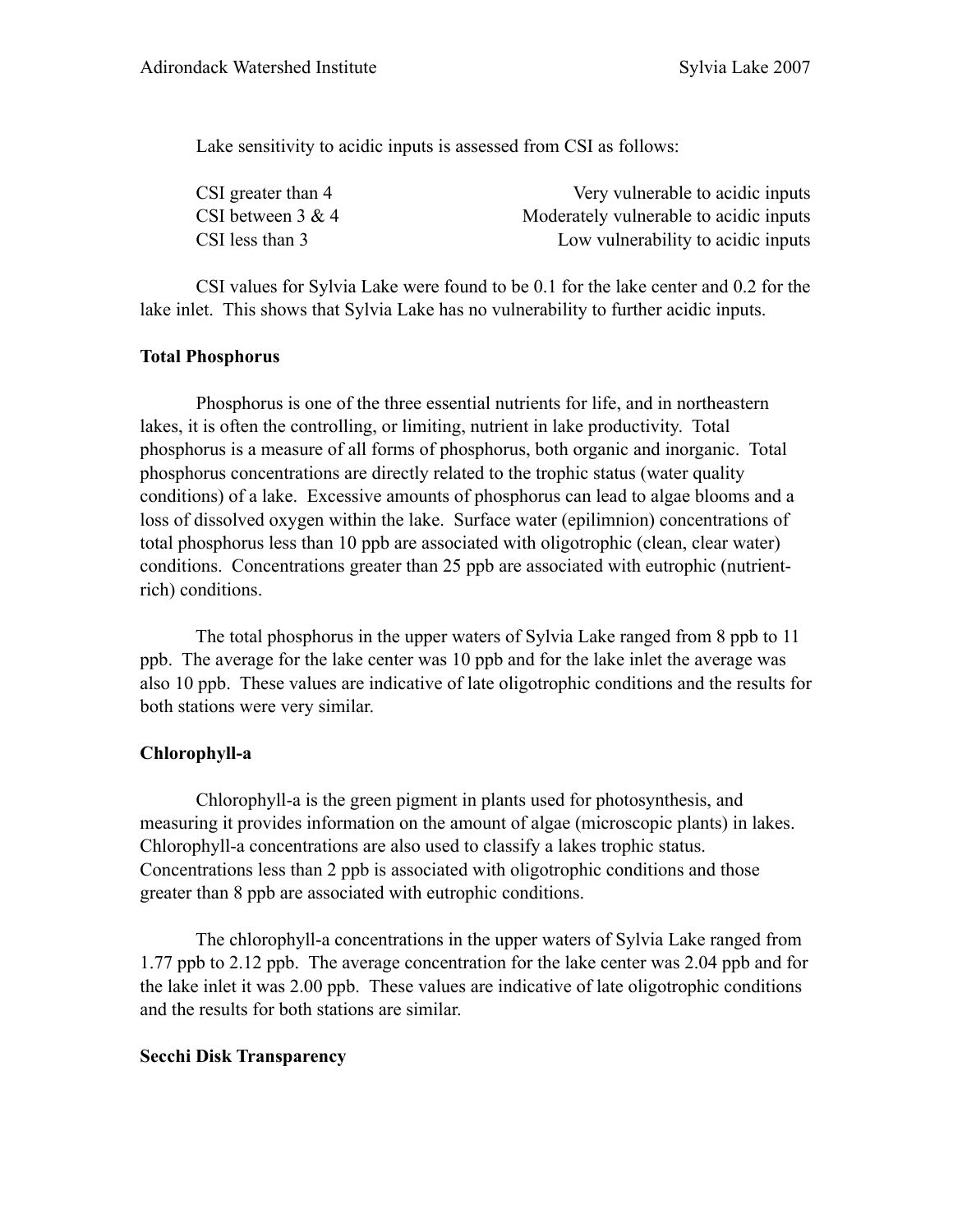Lake sensitivity to acidic inputs is assessed from CSI as follows:

| | |
|---|---|
| CSI greater than 4 | Very vulnerable to acidic inputs |
| CSI between 3 & 4 | Moderately vulnerable to acidic inputs |
| CSI less than 3 | Low vulnerability to acidic inputs |

CSI values for Sylvia Lake were found to be 0.1 for the lake center and 0.2 for the lake inlet. This shows that Sylvia Lake has no vulnerability to further acidic inputs.

**Total Phosphorus**

Phosphorus is one of the three essential nutrients for life, and in northeastern lakes, it is often the controlling, or limiting, nutrient in lake productivity. Total phosphorus is a measure of all forms of phosphorus, both organic and inorganic. Total phosphorus concentrations are directly related to the trophic status (water quality conditions) of a lake. Excessive amounts of phosphorus can lead to algae blooms and a loss of dissolved oxygen within the lake. Surface water (epilimnion) concentrations of total phosphorus less than 10 ppb are associated with oligotrophic (clean, clear water) conditions. Concentrations greater than 25 ppb are associated with eutrophic (nutrient-rich) conditions.

The total phosphorus in the upper waters of Sylvia Lake ranged from 8 ppb to 11 ppb. The average for the lake center was 10 ppb and for the lake inlet the average was also 10 ppb. These values are indicative of late oligotrophic conditions and the results for both stations were very similar.

**Chlorophyll-a**

Chlorophyll-a is the green pigment in plants used for photosynthesis, and measuring it provides information on the amount of algae (microscopic plants) in lakes. Chlorophyll-a concentrations are also used to classify a lakes trophic status. Concentrations less than 2 ppb is associated with oligotrophic conditions and those greater than 8 ppb are associated with eutrophic conditions.

The chlorophyll-a concentrations in the upper waters of Sylvia Lake ranged from 1.77 ppb to 2.12 ppb. The average concentration for the lake center was 2.04 ppb and for the lake inlet it was 2.00 ppb. These values are indicative of late oligotrophic conditions and the results for both stations are similar.

**Secchi Disk Transparency**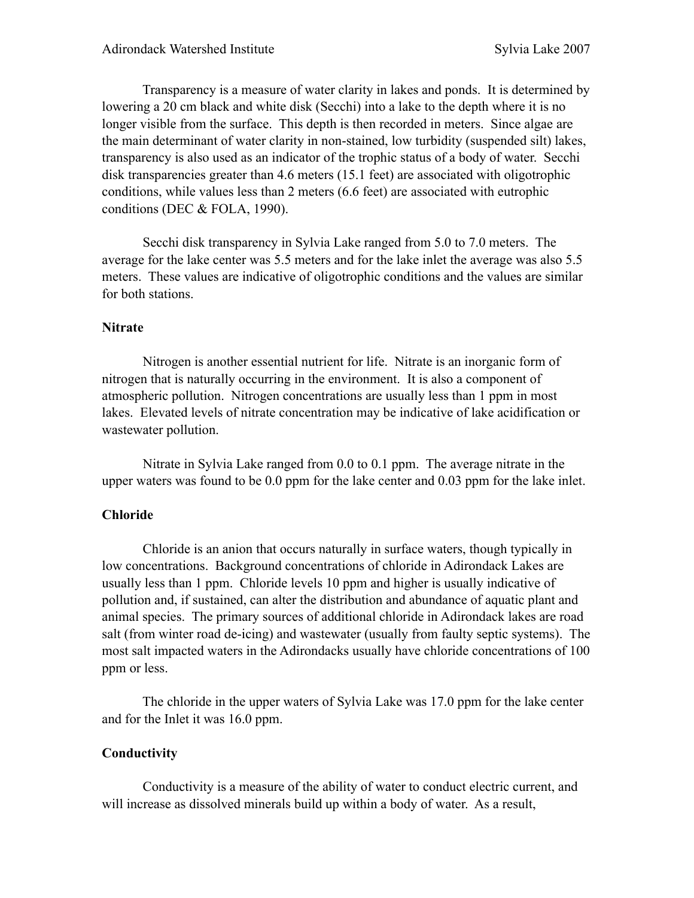Transparency is a measure of water clarity in lakes and ponds. It is determined by lowering a 20 cm black and white disk (Secchi) into a lake to the depth where it is no longer visible from the surface. This depth is then recorded in meters. Since algae are the main determinant of water clarity in non-stained, low turbidity (suspended silt) lakes, transparency is also used as an indicator of the trophic status of a body of water. Secchi disk transparencies greater than 4.6 meters (15.1 feet) are associated with oligotrophic conditions, while values less than 2 meters (6.6 feet) are associated with eutrophic conditions (DEC & FOLA, 1990).

Secchi disk transparency in Sylvia Lake ranged from 5.0 to 7.0 meters. The average for the lake center was 5.5 meters and for the lake inlet the average was also 5.5 meters. These values are indicative of oligotrophic conditions and the values are similar for both stations.

**Nitrate**

Nitrogen is another essential nutrient for life. Nitrate is an inorganic form of nitrogen that is naturally occurring in the environment. It is also a component of atmospheric pollution. Nitrogen concentrations are usually less than 1 ppm in most lakes. Elevated levels of nitrate concentration may be indicative of lake acidification or wastewater pollution.

Nitrate in Sylvia Lake ranged from 0.0 to 0.1 ppm. The average nitrate in the upper waters was found to be 0.0 ppm for the lake center and 0.03 ppm for the lake inlet.

**Chloride**

Chloride is an anion that occurs naturally in surface waters, though typically in low concentrations. Background concentrations of chloride in Adirondack Lakes are usually less than 1 ppm. Chloride levels 10 ppm and higher is usually indicative of pollution and, if sustained, can alter the distribution and abundance of aquatic plant and animal species. The primary sources of additional chloride in Adirondack lakes are road salt (from winter road de-icing) and wastewater (usually from faulty septic systems). The most salt impacted waters in the Adirondacks usually have chloride concentrations of 100 ppm or less.

The chloride in the upper waters of Sylvia Lake was 17.0 ppm for the lake center and for the Inlet it was 16.0 ppm.

**Conductivity**

Conductivity is a measure of the ability of water to conduct electric current, and will increase as dissolved minerals build up within a body of water. As a result,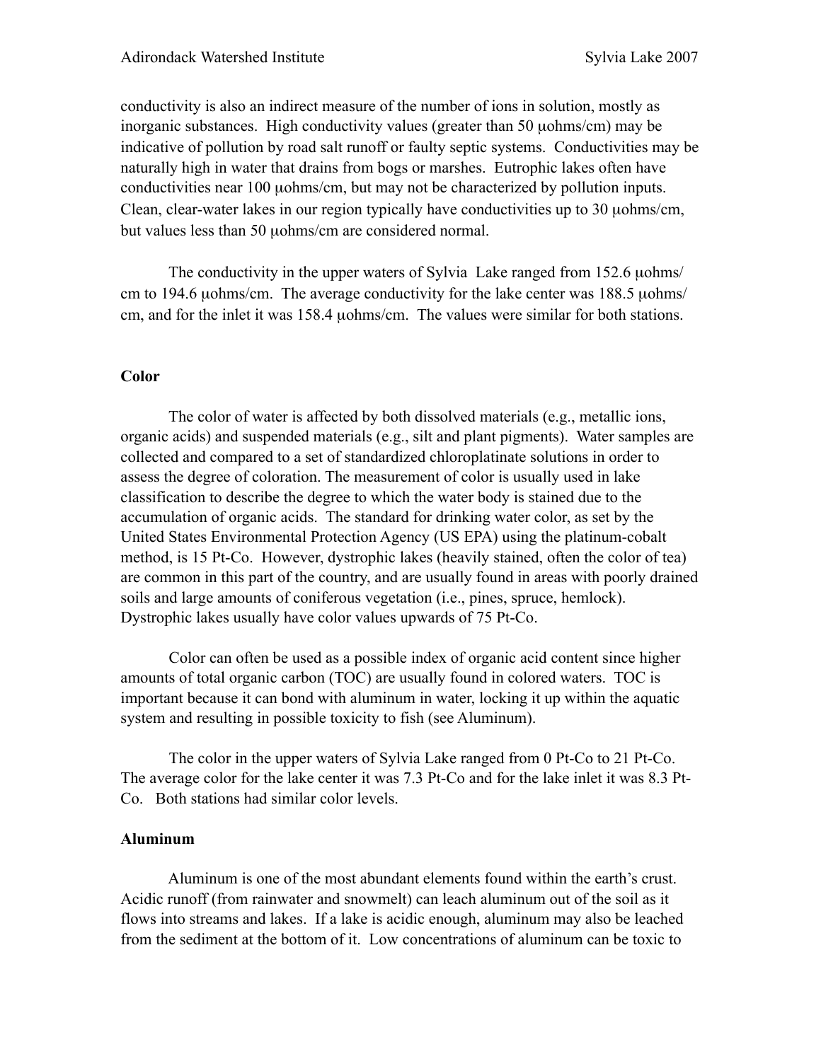conductivity is also an indirect measure of the number of ions in solution, mostly as inorganic substances. High conductivity values (greater than 50 μohms/cm) may be indicative of pollution by road salt runoff or faulty septic systems. Conductivities may be naturally high in water that drains from bogs or marshes. Eutrophic lakes often have conductivities near 100 μohms/cm, but may not be characterized by pollution inputs. Clean, clear-water lakes in our region typically have conductivities up to 30 μohms/cm, but values less than 50 μohms/cm are considered normal.

The conductivity in the upper waters of Sylvia Lake ranged from 152.6 μohms/cm to 194.6 μohms/cm. The average conductivity for the lake center was 188.5 μohms/cm, and for the inlet it was 158.4 μohms/cm. The values were similar for both stations.

### Color

The color of water is affected by both dissolved materials (e.g., metallic ions, organic acids) and suspended materials (e.g., silt and plant pigments). Water samples are collected and compared to a set of standardized chloroplatinate solutions in order to assess the degree of coloration. The measurement of color is usually used in lake classification to describe the degree to which the water body is stained due to the accumulation of organic acids. The standard for drinking water color, as set by the United States Environmental Protection Agency (US EPA) using the platinum-cobalt method, is 15 Pt-Co. However, dystrophic lakes (heavily stained, often the color of tea) are common in this part of the country, and are usually found in areas with poorly drained soils and large amounts of coniferous vegetation (i.e., pines, spruce, hemlock). Dystrophic lakes usually have color values upwards of 75 Pt-Co.

Color can often be used as a possible index of organic acid content since higher amounts of total organic carbon (TOC) are usually found in colored waters. TOC is important because it can bond with aluminum in water, locking it up within the aquatic system and resulting in possible toxicity to fish (see Aluminum).

The color in the upper waters of Sylvia Lake ranged from 0 Pt-Co to 21 Pt-Co. The average color for the lake center it was 7.3 Pt-Co and for the lake inlet it was 8.3 Pt-Co. Both stations had similar color levels.

### Aluminum

Aluminum is one of the most abundant elements found within the earth's crust. Acidic runoff (from rainwater and snowmelt) can leach aluminum out of the soil as it flows into streams and lakes. If a lake is acidic enough, aluminum may also be leached from the sediment at the bottom of it. Low concentrations of aluminum can be toxic to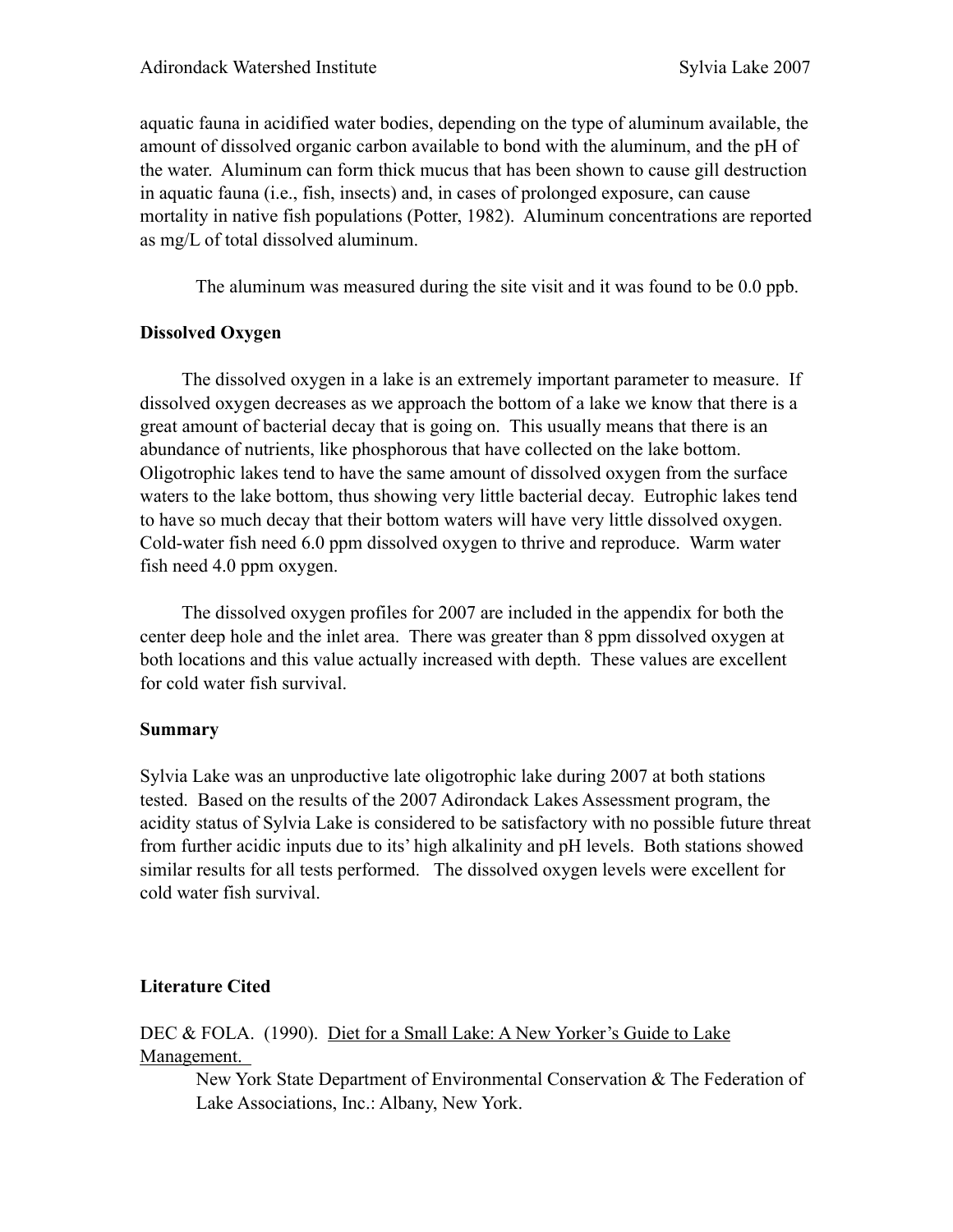aquatic fauna in acidified water bodies, depending on the type of aluminum available, the amount of dissolved organic carbon available to bond with the aluminum, and the pH of the water. Aluminum can form thick mucus that has been shown to cause gill destruction in aquatic fauna (i.e., fish, insects) and, in cases of prolonged exposure, can cause mortality in native fish populations (Potter, 1982). Aluminum concentrations are reported as mg/L of total dissolved aluminum.

The aluminum was measured during the site visit and it was found to be 0.0 ppb.

**Dissolved Oxygen**

The dissolved oxygen in a lake is an extremely important parameter to measure. If dissolved oxygen decreases as we approach the bottom of a lake we know that there is a great amount of bacterial decay that is going on. This usually means that there is an abundance of nutrients, like phosphorous that have collected on the lake bottom. Oligotrophic lakes tend to have the same amount of dissolved oxygen from the surface waters to the lake bottom, thus showing very little bacterial decay. Eutrophic lakes tend to have so much decay that their bottom waters will have very little dissolved oxygen. Cold-water fish need 6.0 ppm dissolved oxygen to thrive and reproduce. Warm water fish need 4.0 ppm oxygen.

The dissolved oxygen profiles for 2007 are included in the appendix for both the center deep hole and the inlet area. There was greater than 8 ppm dissolved oxygen at both locations and this value actually increased with depth. These values are excellent for cold water fish survival.

**Summary**

Sylvia Lake was an unproductive late oligotrophic lake during 2007 at both stations tested. Based on the results of the 2007 Adirondack Lakes Assessment program, the acidity status of Sylvia Lake is considered to be satisfactory with no possible future threat from further acidic inputs due to its' high alkalinity and pH levels. Both stations showed similar results for all tests performed. The dissolved oxygen levels were excellent for cold water fish survival.

**Literature Cited**

DEC & FOLA. (1990). Diet for a Small Lake: A New Yorker's Guide to Lake Management.
New York State Department of Environmental Conservation & The Federation of Lake Associations, Inc.: Albany, New York.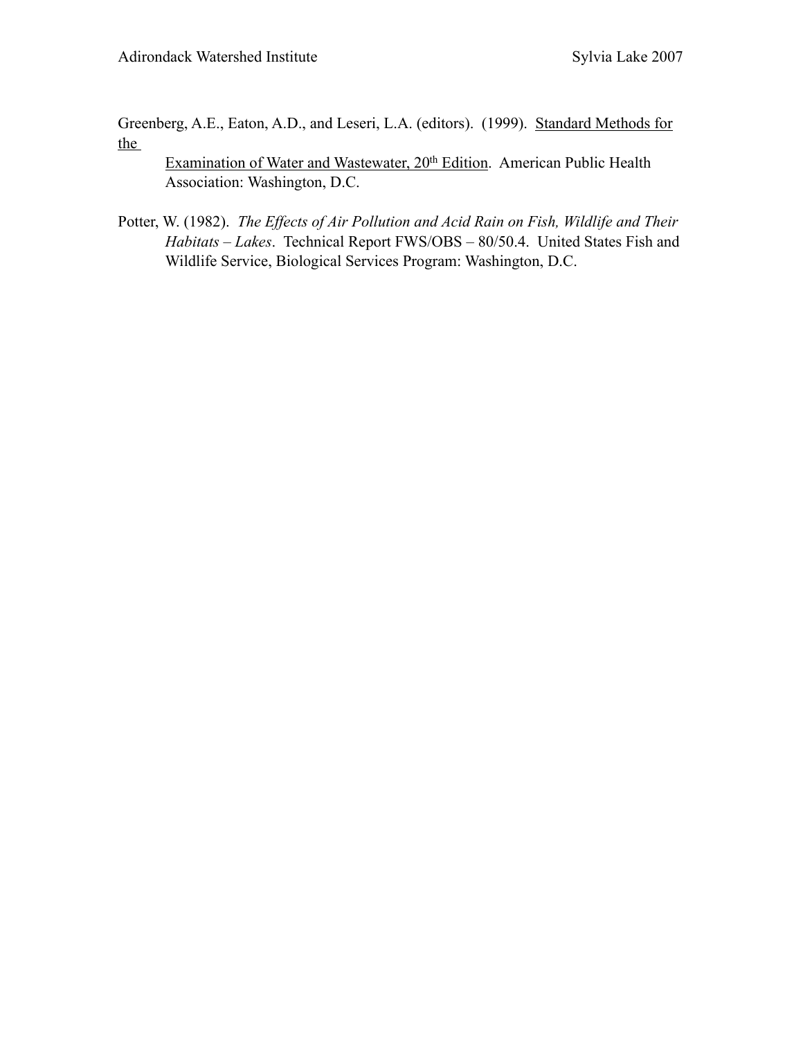Greenberg, A.E., Eaton, A.D., and Leseri, L.A. (editors). (1999). Standard Methods for the Examination of Water and Wastewater, 20th Edition. American Public Health Association: Washington, D.C.

Potter, W. (1982). *The Effects of Air Pollution and Acid Rain on Fish, Wildlife and Their Habitats – Lakes*. Technical Report FWS/OBS – 80/50.4. United States Fish and Wildlife Service, Biological Services Program: Washington, D.C.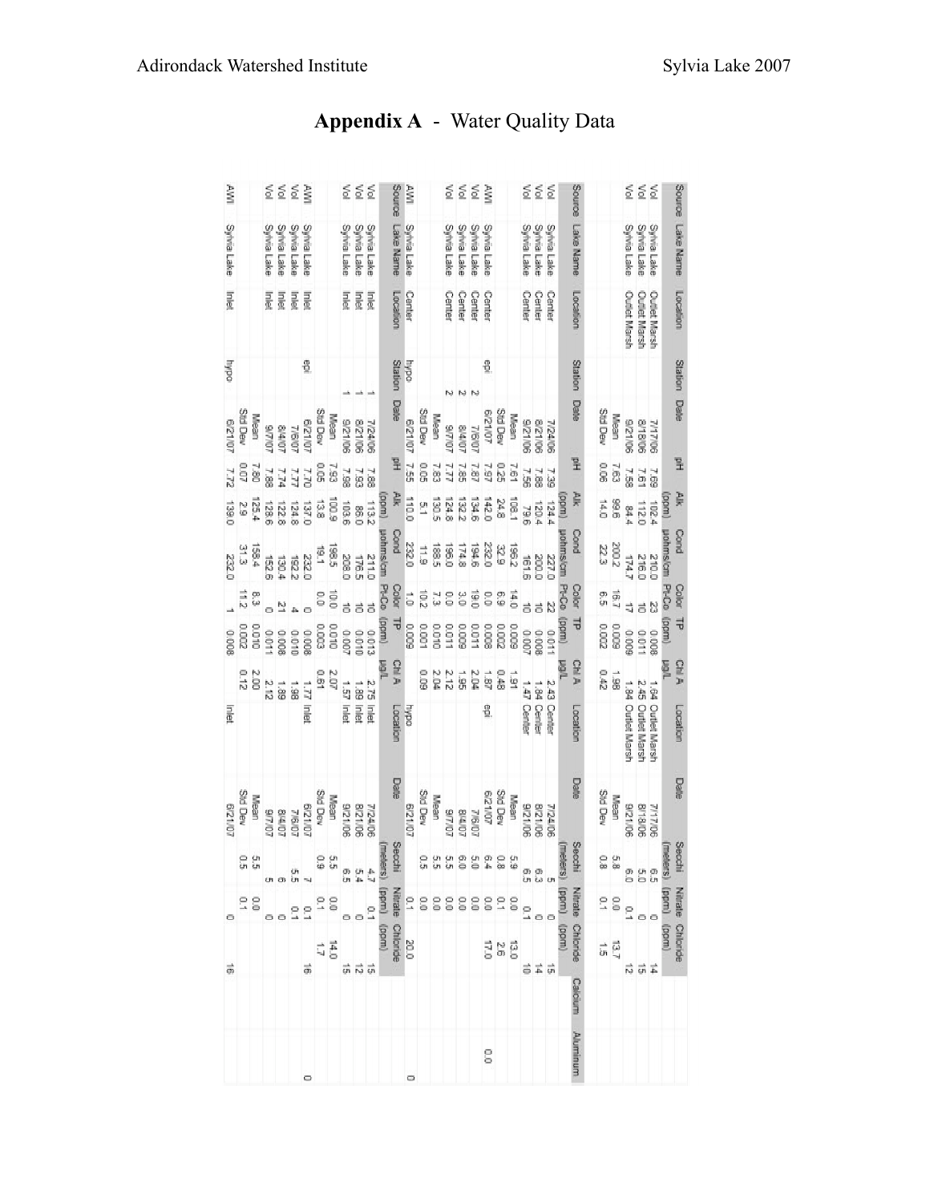# Appendix A - Water Quality Data

| Source | Lake Name | Location | Station | Date | pH | Alk (ppm) | Cond µohms/cm | Color Pt-Co | TP (ppm) | Chl A µg/L | Location | Date | Secchi (meters) | Nitrate (ppm) | Chloride (ppm) | Calcium | Aluminum |
|---|---|---|---|---|---|---|---|---|---|---|---|---|---|---|---|---|---|
| Vol | Sylvia Lake | Outlet Marsh | | 7/17/06 | 7.69 | 102.4 | 210.0 | 23 | 0.008 | 1.64 | Outlet Marsh | 7/17/06 | 6.5 | 0 | 14 | | |
| Vol | Sylvia Lake | Outlet Marsh | | 8/18/06 | 7.61 | 112.0 | 216.0 | 10 | 0.011 | 2.45 | Outlet Marsh | 8/18/06 | 5.0 | 0 | 15 | | |
| Vol | Sylvia Lake | Outlet Marsh | | 9/21/06 | 7.58 | 84.4 | 174.7 | 17 | 0.009 | 1.84 | Outlet Marsh | 9/21/06 | 6.0 | 0.1 | 12 | | |
| | | | | Mean | 7.63 | 99.6 | 200.2 | 16.7 | 0.009 | 1.98 | | Mean | 5.8 | 0.0 | 13.7 | | |
| | | | | Std Dev | 0.06 | 14.0 | 22.3 | 6.5 | 0.002 | 0.42 | | Std Dev | 0.8 | 0.1 | 1.5 | | |

| Source | Lake Name | Location | Station | Date | pH | Alk (ppm) | Cond µohms/cm | Color Pt-Co | TP (ppm) | Chl A µg/L | Location | Date | Secchi (meters) | Nitrate (ppm) | Chloride (ppm) | Calcium | Aluminum |
|---|---|---|---|---|---|---|---|---|---|---|---|---|---|---|---|---|---|
| Vol | Sylvia Lake | Center | | 7/24/06 | 7.39 | 124.4 | 227.0 | 22 | 0.011 | 2.43 | Center | 7/24/06 | 5 | 0 | 15 | | |
| Vol | Sylvia Lake | Center | | 8/21/06 | 7.88 | 120.4 | 200.0 | 10 | 0.008 | 1.84 | Center | 8/21/06 | 6.3 | 0 | 14 | | |
| Vol | Sylvia Lake | Center | | 9/21/06 | 7.56 | 79.6 | 161.6 | 10 | 0.007 | 1.47 | Center | 9/21/06 | 6.5 | 0.1 | 10 | | |
| | | | | Mean | 7.61 | 108.1 | 196.2 | 14.0 | 0.009 | 1.91 | | Mean | 5.9 | 0.0 | 13.0 | | |
| | | | | Std Dev | 0.25 | 24.8 | 32.9 | 6.9 | 0.002 | 0.48 | | Std Dev | 0.8 | 0.1 | 2.6 | | |
| AWI | Sylvia Lake | Center | epi | 6/21/07 | 7.97 | 142.0 | 232.0 | 0.0 | 0.008 | 1.87 | epi | 6/21/07 | 6.4 | 0.0 | 17.0 | | 0.0 |
| Vol | Sylvia Lake | Center | 2 | 7/6/07 | 7.87 | 134.6 | 194.6 | 19.0 | 0.011 | 2.04 | | 7/6/07 | 5.0 | 0.0 | | | |
| Vol | Sylvia Lake | Center | 2 | 8/4/07 | 7.85 | 132.2 | 174.8 | 3.0 | 0.009 | 1.95 | | 8/4/07 | 6.0 | 0.0 | | | |
| Vol | Sylvia Lake | Center | 2 | 9/7/07 | 7.77 | 124.8 | 196.0 | 0.0 | 0.011 | 2.12 | | 9/7/07 | 5.5 | 0.0 | | | |
| | | | | Mean | 7.83 | 130.5 | 188.5 | 7.3 | 0.010 | 2.04 | | Mean | 5.5 | 0.0 | | | |
| | | | | Std Dev | 0.05 | 5.1 | 11.9 | 10.2 | 0.001 | 0.09 | | Std Dev | 0.5 | 0.0 | | | |
| AWI | Sylvia Lake | Center | hypo | 6/21/07 | 7.55 | 110.0 | 232.0 | 1.0 | 0.009 | | hypo | 6/21/07 | | 0.1 | 20.0 | | 0 |

| Source | Lake Name | Location | Station | Date | pH | Alk (ppm) | Cond µohms/cm | Color Pt-Co | TP (ppm) | Chl A µg/L | Location | Date | Secchi (meters) | Nitrate (ppm) | Chloride (ppm) | Calcium | Aluminum |
|---|---|---|---|---|---|---|---|---|---|---|---|---|---|---|---|---|---|
| Vol | Sylvia Lake | Inlet | 1 | 7/24/06 | 7.88 | 113.2 | 211.0 | 10 | 0.013 | 2.75 | Inlet | 7/24/06 | 4.7 | 0.1 | 15 | | |
| Vol | Sylvia Lake | Inlet | 1 | 8/21/06 | 7.93 | 86.0 | 176.5 | 10 | 0.010 | 1.89 | Inlet | 8/21/06 | 5.4 | 0 | 12 | | |
| Vol | Sylvia Lake | Inlet | 1 | 9/21/06 | 7.98 | 103.6 | 208.0 | 10 | 0.007 | 1.57 | Inlet | 9/21/06 | 6.5 | 0 | 15 | | |
| | | | | Mean | 7.93 | 100.9 | 198.5 | 10.0 | 0.010 | 2.07 | | Mean | 5.5 | 0.0 | 14.0 | | |
| | | | | Std Dev | 0.05 | 13.8 | 19.1 | 0.0 | 0.003 | 0.61 | | Std Dev | 0.9 | 0.1 | 1.7 | | |
| AWI | Sylvia Lake | Inlet | epi | 6/21/07 | 7.70 | 137.0 | 232.0 | 0 | 0.008 | 1.77 | Inlet | 6/21/07 | 7 | 0.1 | 16 | | 0 |
| Vol | Sylvia Lake | Inlet | | 7/6/07 | 7.77 | 124.8 | 192.2 | 4 | 0.010 | 1.98 | | 7/6/07 | 5.5 | 0.1 | | | |
| Vol | Sylvia Lake | Inlet | | 8/4/07 | 7.74 | 122.8 | 130.4 | 21 | 0.008 | 1.89 | | 8/4/07 | 6 | 0 | | | |
| Vol | Sylvia Lake | Inlet | | 9/7/07 | 7.88 | 128.6 | 152.6 | 0 | 0.011 | 2.12 | | 9/7/07 | 5 | 0 | | | |
| | | | | Mean | 7.80 | 125.4 | 158.4 | 8.3 | 0.010 | 2.00 | | Mean | 5.5 | 0.0 | | | |
| | | | | Std Dev | 0.07 | 2.9 | 31.3 | 11.2 | 0.002 | 0.12 | | Std Dev | 0.5 | 0.1 | | | |
| AWI | Sylvia Lake | Inlet | hypo | 6/21/07 | 7.72 | 139.0 | 232.0 | 1 | 0.008 | | Inlet | 6/21/07 | | 0 | 16 | | |